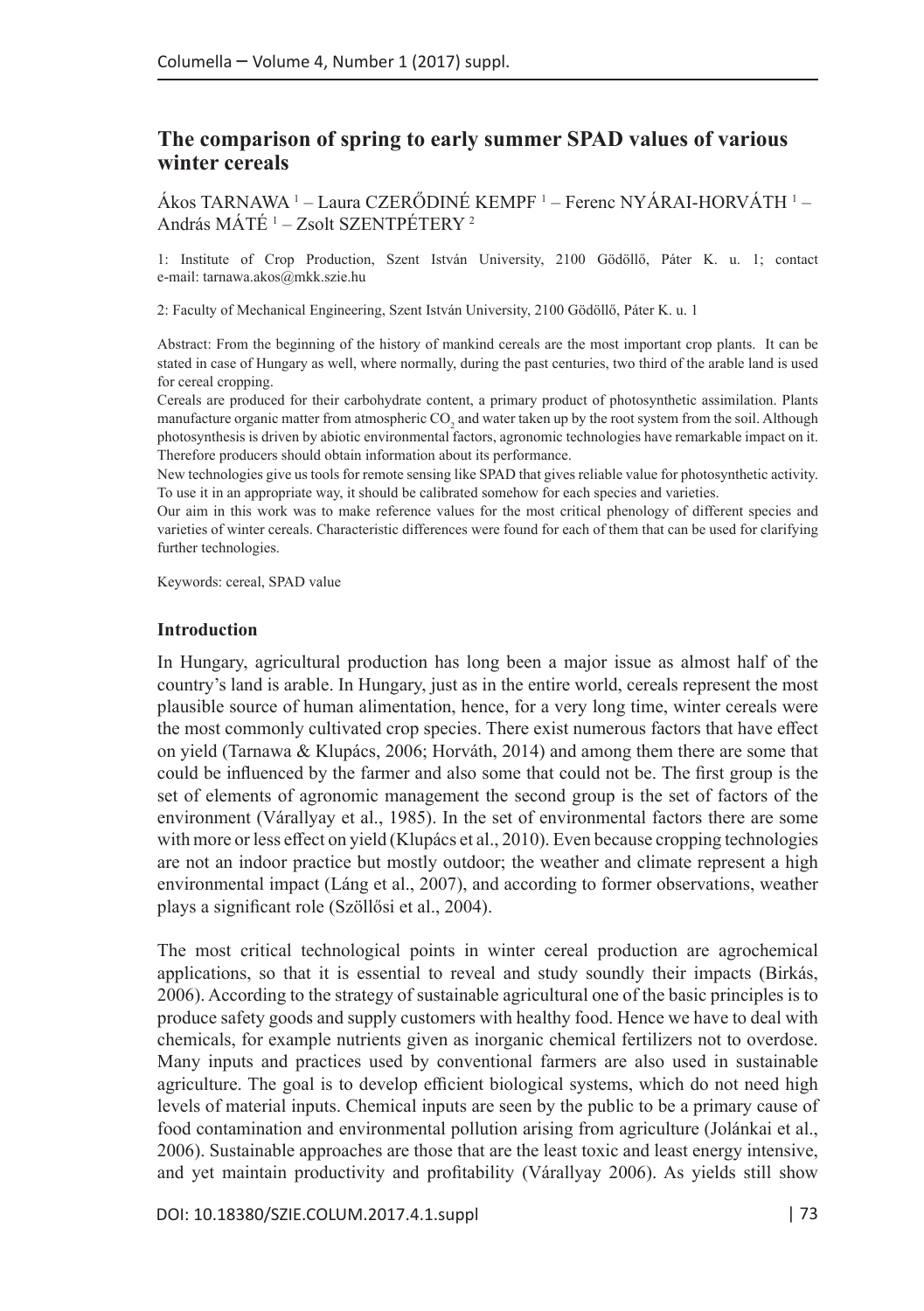# The comparison of spring to early summer SPAD values of various winter cereals

Ákos TARNAWA [1] – Laura CZERŐDINÉ KEMPF [1] – Ferenc NYÁRAI-HORVÁTH [1] – András MÁTÉ [1] – Zsolt SZENTPÉTERY [2]

1: Institute of Crop Production, Szent István University, 2100 Gödöllő, Páter K. u. 1; contact e-mail: tarnawa.akos@mkk.szie.hu

2: Faculty of Mechanical Engineering, Szent István University, 2100 Gödöllő, Páter K. u. 1

Abstract: From the beginning of the history of mankind cereals are the most important crop plants. It can be stated in case of Hungary as well, where normally, during the past centuries, two third of the arable land is used for cereal cropping.

Cereals are produced for their carbohydrate content, a primary product of photosynthetic assimilation. Plants manufacture organic matter from atmospheric $CO_2$ and water taken up by the root system from the soil. Although photosynthesis is driven by abiotic environmental factors, agronomic technologies have remarkable impact on it. Therefore producers should obtain information about its performance.

New technologies give us tools for remote sensing like SPAD that gives reliable value for photosynthetic activity. To use it in an appropriate way, it should be calibrated somehow for each species and varieties.

Our aim in this work was to make reference values for the most critical phenology of different species and varieties of winter cereals. Characteristic differences were found for each of them that can be used for clarifying further technologies.

Keywords: cereal, SPAD value

## Introduction

In Hungary, agricultural production has long been a major issue as almost half of the country's land is arable. In Hungary, just as in the entire world, cereals represent the most plausible source of human alimentation, hence, for a very long time, winter cereals were the most commonly cultivated crop species. There exist numerous factors that have effect on yield (Tarnawa & Klupács, 2006; Horváth, 2014) and among them there are some that could be influenced by the farmer and also some that could not be. The first group is the set of elements of agronomic management the second group is the set of factors of the environment (Várallyay et al., 1985). In the set of environmental factors there are some with more or less effect on yield (Klupács et al., 2010). Even because cropping technologies are not an indoor practice but mostly outdoor; the weather and climate represent a high environmental impact (Láng et al., 2007), and according to former observations, weather plays a significant role (Szöllősi et al., 2004).

The most critical technological points in winter cereal production are agrochemical applications, so that it is essential to reveal and study soundly their impacts (Birkás, 2006). According to the strategy of sustainable agricultural one of the basic principles is to produce safety goods and supply customers with healthy food. Hence we have to deal with chemicals, for example nutrients given as inorganic chemical fertilizers not to overdose. Many inputs and practices used by conventional farmers are also used in sustainable agriculture. The goal is to develop efficient biological systems, which do not need high levels of material inputs. Chemical inputs are seen by the public to be a primary cause of food contamination and environmental pollution arising from agriculture (Jolánkai et al., 2006). Sustainable approaches are those that are the least toxic and least energy intensive, and yet maintain productivity and profitability (Várallyay 2006). As yields still show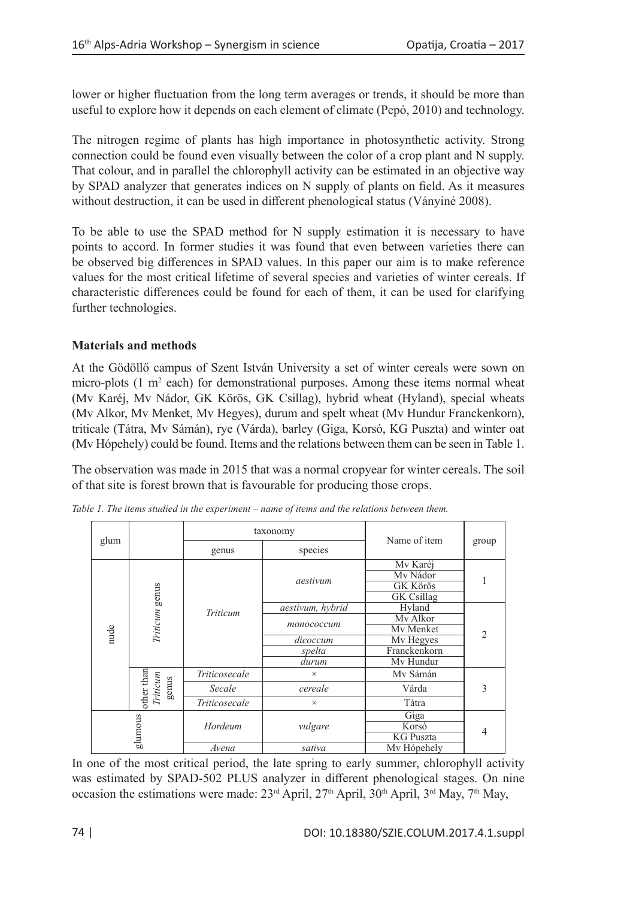lower or higher fluctuation from the long term averages or trends, it should be more than useful to explore how it depends on each element of climate (Pepó, 2010) and technology.

The nitrogen regime of plants has high importance in photosynthetic activity. Strong connection could be found even visually between the color of a crop plant and N supply. That colour, and in parallel the chlorophyll activity can be estimated in an objective way by SPAD analyzer that generates indices on N supply of plants on field. As it measures without destruction, it can be used in different phenological status (Ványiné 2008).

To be able to use the SPAD method for N supply estimation it is necessary to have points to accord. In former studies it was found that even between varieties there can be observed big differences in SPAD values. In this paper our aim is to make reference values for the most critical lifetime of several species and varieties of winter cereals. If characteristic differences could be found for each of them, it can be used for clarifying further technologies.

**Materials and methods**

At the Gödöllő campus of Szent István University a set of winter cereals were sown on micro-plots (1 m$^2$ each) for demonstrational purposes. Among these items normal wheat (Mv Karéj, Mv Nádor, GK Körös, GK Csillag), hybrid wheat (Hyland), special wheats (Mv Alkor, Mv Menket, Mv Hegyes), durum and spelt wheat (Mv Hundur Franckenkorn), triticale (Tátra, Mv Sámán), rye (Várda), barley (Giga, Korsó, KG Puszta) and winter oat (Mv Hópehely) could be found. Items and the relations between them can be seen in Table 1.

The observation was made in 2015 that was a normal cropyear for winter cereals. The soil of that site is forest brown that is favourable for producing those crops.

*Table 1. The items studied in the experiment – name of items and the relations between them.*

| glum | | taxonomy | | Name of item | group |
|---|---|---|---|---|---|
| | | genus | species | | |
| nude | *Triticum* genus | *Triticum* | *aestivum* | Mv Karéj | 1 |
| | | | | Mv Nádor | |
| | | | | GK Körös | |
| | | | | GK Csillag | |
| | | | *aestivum, hybrid* | Hyland | 2 |
| | | | *monococcum* | Mv Alkor | |
| | | | | Mv Menket | |
| | | | *dicoccum* | Mv Hegyes | |
| | | | *spelta* | Franckenkorn | |
| | | | *durum* | Mv Hundur | |
| | other than *Triticum* genus | *Triticosecale* | × | Mv Sámán | 3 |
| | | *Secale* | *cereale* | Várda | |
| | | *Triticosecale* | × | Tátra | |
| glumous | | *Hordeum* | *vulgare* | Giga | 4 |
| | | | | Korsó | |
| | | | | KG Puszta | |
| | | *Avena* | *sativa* | Mv Hópehely | |

In one of the most critical period, the late spring to early summer, chlorophyll activity was estimated by SPAD-502 PLUS analyzer in different phenological stages. On nine occasion the estimations were made: 23$^{rd}$ April, 27$^{th}$ April, 30$^{th}$ April, 3$^{rd}$ May, 7$^{th}$ May,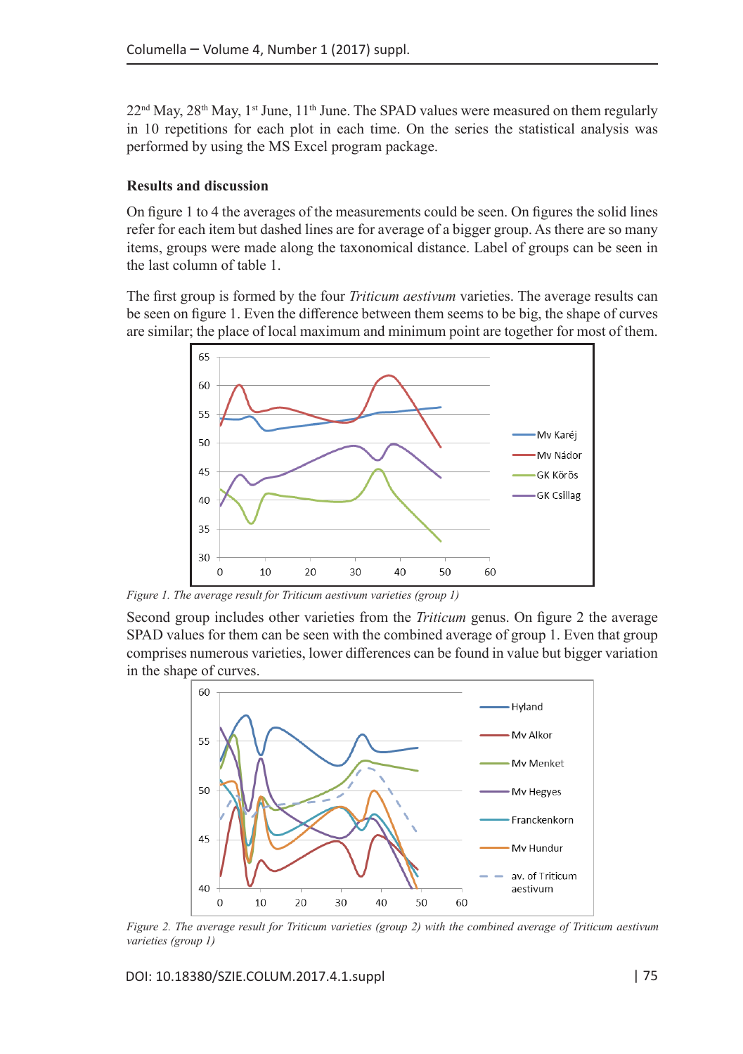22nd May, 28th May, 1st June, 11th June. The SPAD values were measured on them regularly in 10 repetitions for each plot in each time. On the series the statistical analysis was performed by using the MS Excel program package.

**Results and discussion**

On figure 1 to 4 the averages of the measurements could be seen. On figures the solid lines refer for each item but dashed lines are for average of a bigger group. As there are so many items, groups were made along the taxonomical distance. Label of groups can be seen in the last column of table 1.

The first group is formed by the four *Triticum aestivum* varieties. The average results can be seen on figure 1. Even the difference between them seems to be big, the shape of curves are similar; the place of local maximum and minimum point are together for most of them.

*Figure 1. The average result for Triticum aestivum varieties (group 1)*

Second group includes other varieties from the *Triticum* genus. On figure 2 the average SPAD values for them can be seen with the combined average of group 1. Even that group comprises numerous varieties, lower differences can be found in value but bigger variation in the shape of curves.

*Figure 2. The average result for Triticum varieties (group 2) with the combined average of Triticum aestivum varieties (group 1)*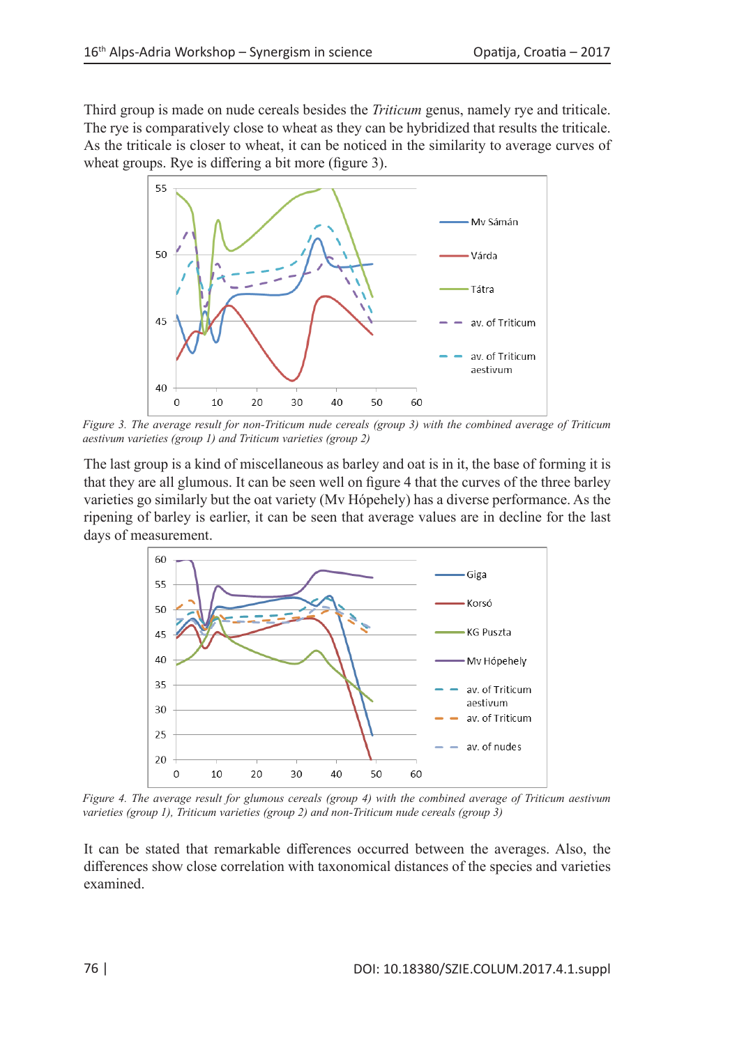Third group is made on nude cereals besides the *Triticum* genus, namely rye and triticale. The rye is comparatively close to wheat as they can be hybridized that results the triticale. As the triticale is closer to wheat, it can be noticed in the similarity to average curves of wheat groups. Rye is differing a bit more (figure 3).

*Figure 3. The average result for non-Triticum nude cereals (group 3) with the combined average of Triticum aestivum varieties (group 1) and Triticum varieties (group 2)*

The last group is a kind of miscellaneous as barley and oat is in it, the base of forming it is that they are all glumous. It can be seen well on figure 4 that the curves of the three barley varieties go similarly but the oat variety (Mv Hópehely) has a diverse performance. As the ripening of barley is earlier, it can be seen that average values are in decline for the last days of measurement.

*Figure 4. The average result for glumous cereals (group 4) with the combined average of Triticum aestivum varieties (group 1), Triticum varieties (group 2) and non-Triticum nude cereals (group 3)*

It can be stated that remarkable differences occurred between the averages. Also, the differences show close correlation with taxonomical distances of the species and varieties examined.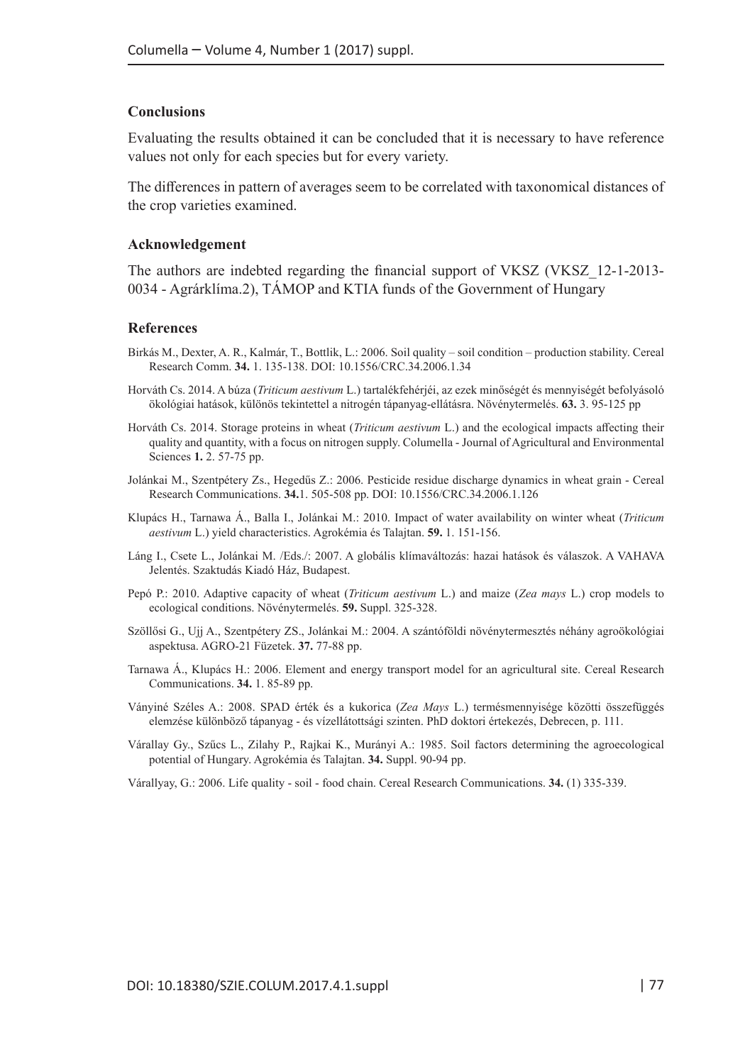## Conclusions

Evaluating the results obtained it can be concluded that it is necessary to have reference values not only for each species but for every variety.

The differences in pattern of averages seem to be correlated with taxonomical distances of the crop varieties examined.

## Acknowledgement

The authors are indebted regarding the financial support of VKSZ (VKSZ_12-1-2013-0034 - Agrárklíma.2), TÁMOP and KTIA funds of the Government of Hungary

## References

Birkás M., Dexter, A. R., Kalmár, T., Bottlik, L.: 2006. Soil quality – soil condition – production stability. Cereal Research Comm. **34.** 1. 135-138. DOI: 10.1556/CRC.34.2006.1.34

Horváth Cs. 2014. A búza (*Triticum aestivum* L.) tartalékfehérjéi, az ezek minőségét és mennyiségét befolyásoló ökológiai hatások, különös tekintettel a nitrogén tápanyag-ellátásra. Növénytermelés. **63.** 3. 95-125 pp

Horváth Cs. 2014. Storage proteins in wheat (*Triticum aestivum* L.) and the ecological impacts affecting their quality and quantity, with a focus on nitrogen supply. Columella - Journal of Agricultural and Environmental Sciences **1.** 2. 57-75 pp.

Jolánkai M., Szentpétery Zs., Hegedűs Z.: 2006. Pesticide residue discharge dynamics in wheat grain - Cereal Research Communications. **34.**1. 505-508 pp. DOI: 10.1556/CRC.34.2006.1.126

Klupács H., Tarnawa Á., Balla I., Jolánkai M.: 2010. Impact of water availability on winter wheat (*Triticum aestivum* L.) yield characteristics. Agrokémia és Talajtan. **59.** 1. 151-156.

Láng I., Csete L., Jolánkai M. /Eds./: 2007. A globális klímaváltozás: hazai hatások és válaszok. A VAHAVA Jelentés. Szaktudás Kiadó Ház, Budapest.

Pepó P.: 2010. Adaptive capacity of wheat (*Triticum aestivum* L.) and maize (*Zea mays* L.) crop models to ecological conditions. Növénytermelés. **59.** Suppl. 325-328.

Szöllősi G., Ujj A., Szentpétery ZS., Jolánkai M.: 2004. A szántóföldi növénytermesztés néhány agroökológiai aspektusa. AGRO-21 Füzetek. **37.** 77-88 pp.

Tarnawa Á., Klupács H.: 2006. Element and energy transport model for an agricultural site. Cereal Research Communications. **34.** 1. 85-89 pp.

Ványiné Széles A.: 2008. SPAD érték és a kukorica (*Zea Mays* L.) termésmennyisége közötti összefüggés elemzése különböző tápanyag - és vízellátottsági szinten. PhD doktori értekezés, Debrecen, p. 111.

Várallay Gy., Szűcs L., Zilahy P., Rajkai K., Murányi A.: 1985. Soil factors determining the agroecological potential of Hungary. Agrokémia és Talajtan. **34.** Suppl. 90-94 pp.

Várallyay, G.: 2006. Life quality - soil - food chain. Cereal Research Communications. **34.** (1) 335-339.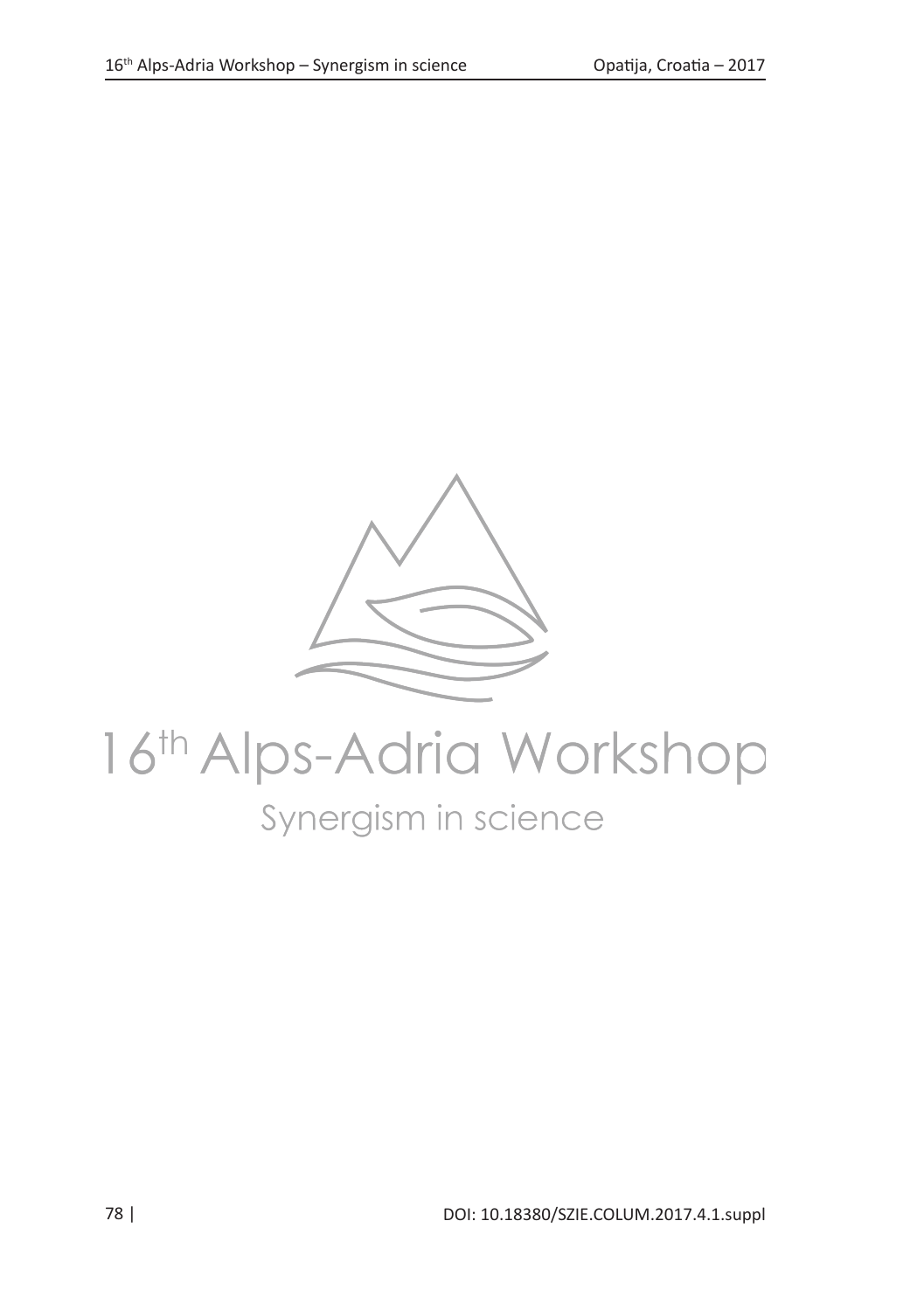16th Alps-Adria Workshop

Synergism in science